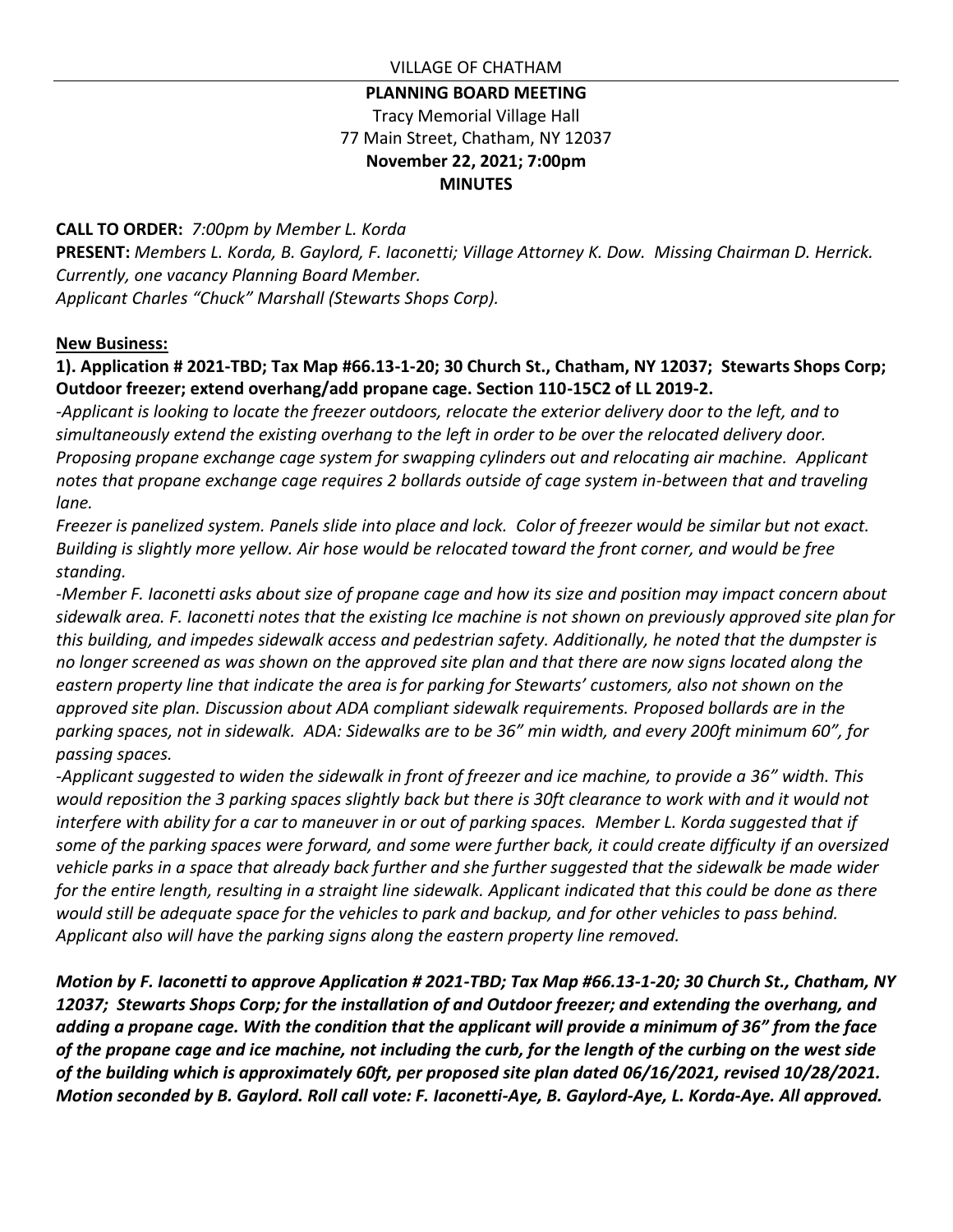VILLAGE OF CHATHAM

**PLANNING BOARD MEETING**
Tracy Memorial Village Hall
77 Main Street, Chatham, NY 12037
**November 22, 2021; 7:00pm**
**MINUTES**

**CALL TO ORDER:** *7:00pm by Member L. Korda*
**PRESENT:** *Members L. Korda, B. Gaylord, F. Iaconetti; Village Attorney K. Dow. Missing Chairman D. Herrick. Currently, one vacancy Planning Board Member.*
*Applicant Charles "Chuck" Marshall (Stewarts Shops Corp).*

**New Business:**

**1). Application # 2021-TBD; Tax Map #66.13-1-20; 30 Church St., Chatham, NY 12037; Stewarts Shops Corp; Outdoor freezer; extend overhang/add propane cage. Section 110-15C2 of LL 2019-2.**

*-Applicant is looking to locate the freezer outdoors, relocate the exterior delivery door to the left, and to simultaneously extend the existing overhang to the left in order to be over the relocated delivery door. Proposing propane exchange cage system for swapping cylinders out and relocating air machine. Applicant notes that propane exchange cage requires 2 bollards outside of cage system in-between that and traveling lane.*

*Freezer is panelized system. Panels slide into place and lock. Color of freezer would be similar but not exact. Building is slightly more yellow. Air hose would be relocated toward the front corner, and would be free standing.*

*-Member F. Iaconetti asks about size of propane cage and how its size and position may impact concern about sidewalk area. F. Iaconetti notes that the existing Ice machine is not shown on previously approved site plan for this building, and impedes sidewalk access and pedestrian safety. Additionally, he noted that the dumpster is no longer screened as was shown on the approved site plan and that there are now signs located along the eastern property line that indicate the area is for parking for Stewarts' customers, also not shown on the approved site plan. Discussion about ADA compliant sidewalk requirements. Proposed bollards are in the parking spaces, not in sidewalk. ADA: Sidewalks are to be 36" min width, and every 200ft minimum 60", for passing spaces.*

*-Applicant suggested to widen the sidewalk in front of freezer and ice machine, to provide a 36" width. This would reposition the 3 parking spaces slightly back but there is 30ft clearance to work with and it would not interfere with ability for a car to maneuver in or out of parking spaces. Member L. Korda suggested that if some of the parking spaces were forward, and some were further back, it could create difficulty if an oversized vehicle parks in a space that already back further and she further suggested that the sidewalk be made wider for the entire length, resulting in a straight line sidewalk. Applicant indicated that this could be done as there would still be adequate space for the vehicles to park and backup, and for other vehicles to pass behind. Applicant also will have the parking signs along the eastern property line removed.*

***Motion by F. Iaconetti to approve Application # 2021-TBD; Tax Map #66.13-1-20; 30 Church St., Chatham, NY 12037; Stewarts Shops Corp; for the installation of and Outdoor freezer; and extending the overhang, and adding a propane cage. With the condition that the applicant will provide a minimum of 36" from the face of the propane cage and ice machine, not including the curb, for the length of the curbing on the west side of the building which is approximately 60ft, per proposed site plan dated 06/16/2021, revised 10/28/2021. Motion seconded by B. Gaylord. Roll call vote: F. Iaconetti-Aye, B. Gaylord-Aye, L. Korda-Aye. All approved.***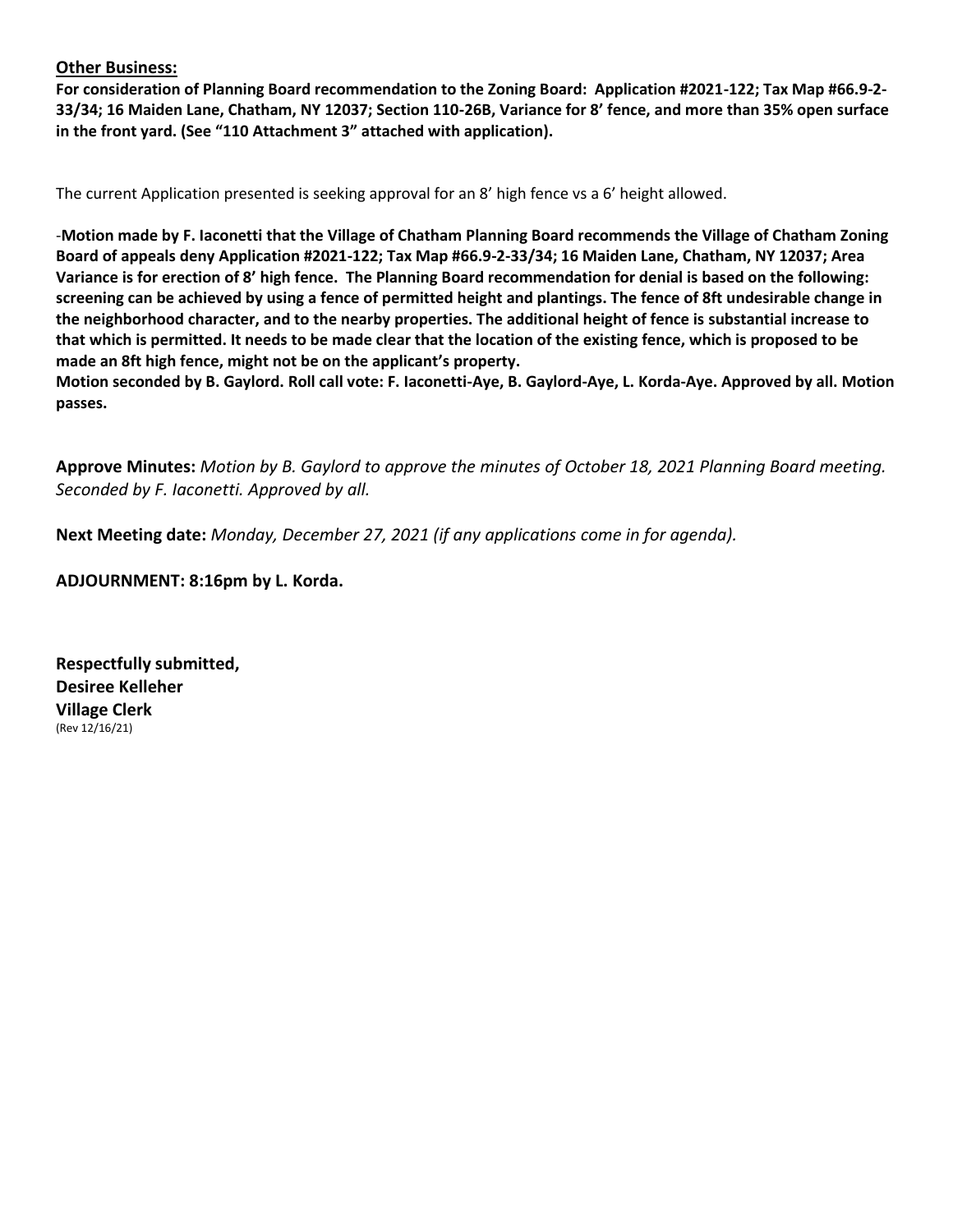**Other Business:**

**For consideration of Planning Board recommendation to the Zoning Board: Application #2021-122; Tax Map #66.9-2-33/34; 16 Maiden Lane, Chatham, NY 12037; Section 110-26B, Variance for 8' fence, and more than 35% open surface in the front yard. (See "110 Attachment 3" attached with application).**

The current Application presented is seeking approval for an 8' high fence vs a 6' height allowed.

-**Motion made by F. Iaconetti that the Village of Chatham Planning Board recommends the Village of Chatham Zoning Board of appeals deny Application #2021-122; Tax Map #66.9-2-33/34; 16 Maiden Lane, Chatham, NY 12037; Area Variance is for erection of 8' high fence. The Planning Board recommendation for denial is based on the following: screening can be achieved by using a fence of permitted height and plantings. The fence of 8ft undesirable change in the neighborhood character, and to the nearby properties. The additional height of fence is substantial increase to that which is permitted. It needs to be made clear that the location of the existing fence, which is proposed to be made an 8ft high fence, might not be on the applicant's property.**
**Motion seconded by B. Gaylord. Roll call vote: F. Iaconetti-Aye, B. Gaylord-Aye, L. Korda-Aye. Approved by all. Motion passes.**

**Approve Minutes:** *Motion by B. Gaylord to approve the minutes of October 18, 2021 Planning Board meeting. Seconded by F. Iaconetti. Approved by all.*

**Next Meeting date:** *Monday, December 27, 2021 (if any applications come in for agenda).*

**ADJOURNMENT: 8:16pm by L. Korda.**

**Respectfully submitted,**
**Desiree Kelleher**
**Village Clerk**
(Rev 12/16/21)